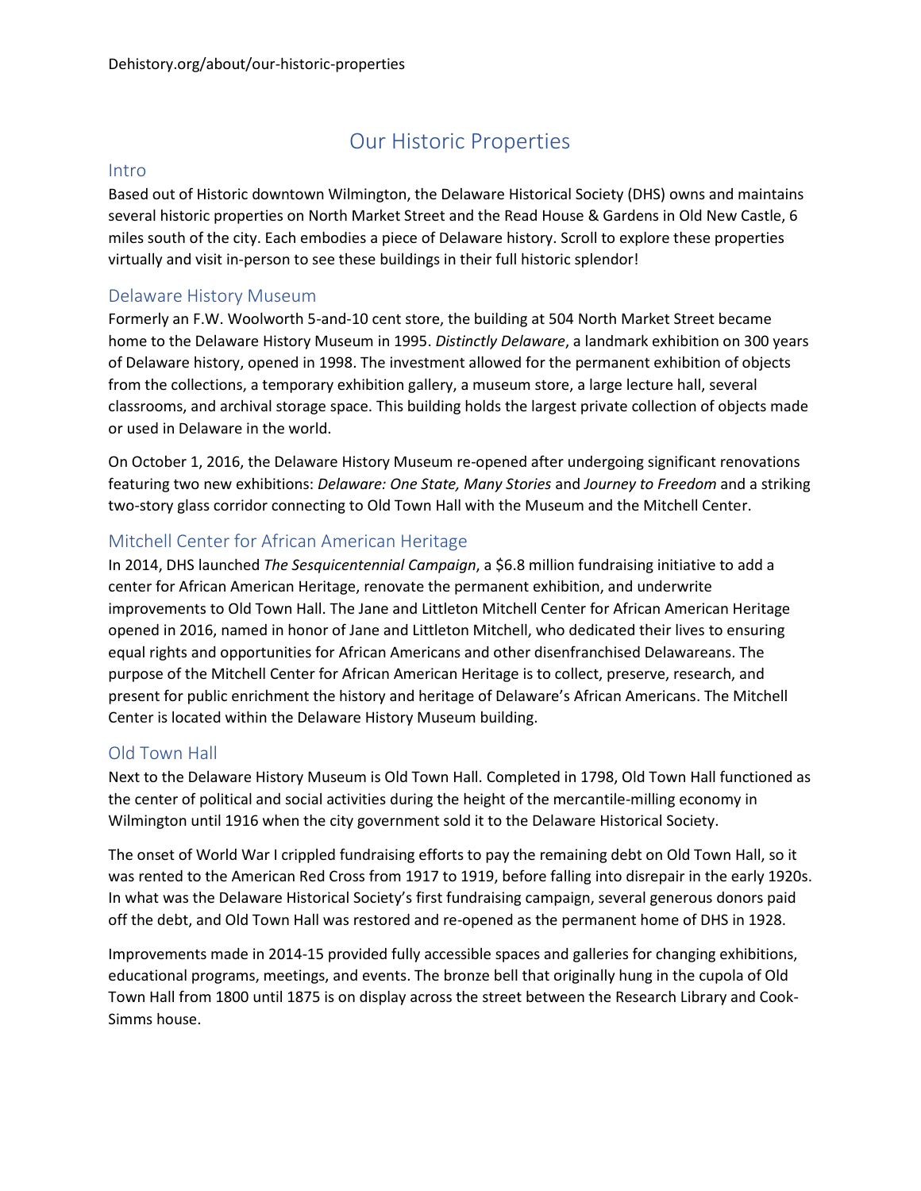Dehistory.org/about/our-historic-properties

# Our Historic Properties

## Intro

Based out of Historic downtown Wilmington, the Delaware Historical Society (DHS) owns and maintains several historic properties on North Market Street and the Read House & Gardens in Old New Castle, 6 miles south of the city. Each embodies a piece of Delaware history. Scroll to explore these properties virtually and visit in-person to see these buildings in their full historic splendor!

## Delaware History Museum

Formerly an F.W. Woolworth 5-and-10 cent store, the building at 504 North Market Street became home to the Delaware History Museum in 1995. *Distinctly Delaware*, a landmark exhibition on 300 years of Delaware history, opened in 1998. The investment allowed for the permanent exhibition of objects from the collections, a temporary exhibition gallery, a museum store, a large lecture hall, several classrooms, and archival storage space. This building holds the largest private collection of objects made or used in Delaware in the world.

On October 1, 2016, the Delaware History Museum re-opened after undergoing significant renovations featuring two new exhibitions: *Delaware: One State, Many Stories* and *Journey to Freedom* and a striking two-story glass corridor connecting to Old Town Hall with the Museum and the Mitchell Center.

## Mitchell Center for African American Heritage

In 2014, DHS launched *The Sesquicentennial Campaign*, a $6.8 million fundraising initiative to add a center for African American Heritage, renovate the permanent exhibition, and underwrite improvements to Old Town Hall. The Jane and Littleton Mitchell Center for African American Heritage opened in 2016, named in honor of Jane and Littleton Mitchell, who dedicated their lives to ensuring equal rights and opportunities for African Americans and other disenfranchised Delawareans. The purpose of the Mitchell Center for African American Heritage is to collect, preserve, research, and present for public enrichment the history and heritage of Delaware's African Americans. The Mitchell Center is located within the Delaware History Museum building.

## Old Town Hall

Next to the Delaware History Museum is Old Town Hall. Completed in 1798, Old Town Hall functioned as the center of political and social activities during the height of the mercantile-milling economy in Wilmington until 1916 when the city government sold it to the Delaware Historical Society.

The onset of World War I crippled fundraising efforts to pay the remaining debt on Old Town Hall, so it was rented to the American Red Cross from 1917 to 1919, before falling into disrepair in the early 1920s. In what was the Delaware Historical Society's first fundraising campaign, several generous donors paid off the debt, and Old Town Hall was restored and re-opened as the permanent home of DHS in 1928.

Improvements made in 2014-15 provided fully accessible spaces and galleries for changing exhibitions, educational programs, meetings, and events. The bronze bell that originally hung in the cupola of Old Town Hall from 1800 until 1875 is on display across the street between the Research Library and Cook-Simms house.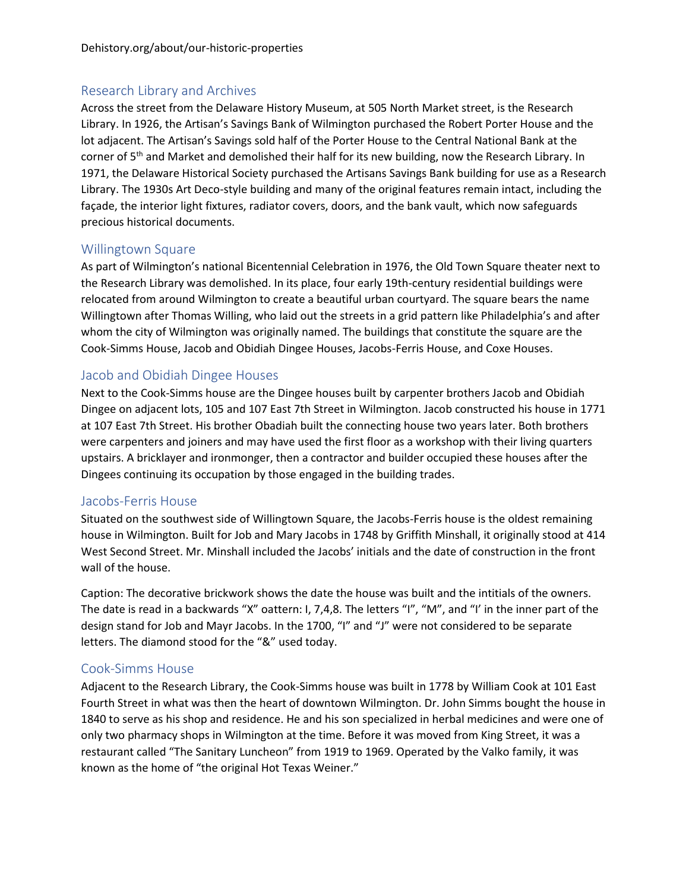Dehistory.org/about/our-historic-properties

## Research Library and Archives

Across the street from the Delaware History Museum, at 505 North Market street, is the Research Library. In 1926, the Artisan's Savings Bank of Wilmington purchased the Robert Porter House and the lot adjacent. The Artisan's Savings sold half of the Porter House to the Central National Bank at the corner of 5th and Market and demolished their half for its new building, now the Research Library. In 1971, the Delaware Historical Society purchased the Artisans Savings Bank building for use as a Research Library. The 1930s Art Deco-style building and many of the original features remain intact, including the façade, the interior light fixtures, radiator covers, doors, and the bank vault, which now safeguards precious historical documents.

## Willingtown Square

As part of Wilmington's national Bicentennial Celebration in 1976, the Old Town Square theater next to the Research Library was demolished. In its place, four early 19th-century residential buildings were relocated from around Wilmington to create a beautiful urban courtyard. The square bears the name Willingtown after Thomas Willing, who laid out the streets in a grid pattern like Philadelphia's and after whom the city of Wilmington was originally named. The buildings that constitute the square are the Cook-Simms House, Jacob and Obidiah Dingee Houses, Jacobs-Ferris House, and Coxe Houses.

## Jacob and Obidiah Dingee Houses

Next to the Cook-Simms house are the Dingee houses built by carpenter brothers Jacob and Obidiah Dingee on adjacent lots, 105 and 107 East 7th Street in Wilmington. Jacob constructed his house in 1771 at 107 East 7th Street. His brother Obadiah built the connecting house two years later. Both brothers were carpenters and joiners and may have used the first floor as a workshop with their living quarters upstairs. A bricklayer and ironmonger, then a contractor and builder occupied these houses after the Dingees continuing its occupation by those engaged in the building trades.

## Jacobs-Ferris House

Situated on the southwest side of Willingtown Square, the Jacobs-Ferris house is the oldest remaining house in Wilmington. Built for Job and Mary Jacobs in 1748 by Griffith Minshall, it originally stood at 414 West Second Street. Mr. Minshall included the Jacobs' initials and the date of construction in the front wall of the house.

Caption: The decorative brickwork shows the date the house was built and the intitials of the owners. The date is read in a backwards "X" oattern: I, 7,4,8. The letters "I", "M", and "I' in the inner part of the design stand for Job and Mayr Jacobs. In the 1700, "I" and "J" were not considered to be separate letters. The diamond stood for the "&" used today.

## Cook-Simms House

Adjacent to the Research Library, the Cook-Simms house was built in 1778 by William Cook at 101 East Fourth Street in what was then the heart of downtown Wilmington. Dr. John Simms bought the house in 1840 to serve as his shop and residence. He and his son specialized in herbal medicines and were one of only two pharmacy shops in Wilmington at the time. Before it was moved from King Street, it was a restaurant called "The Sanitary Luncheon" from 1919 to 1969. Operated by the Valko family, it was known as the home of "the original Hot Texas Weiner."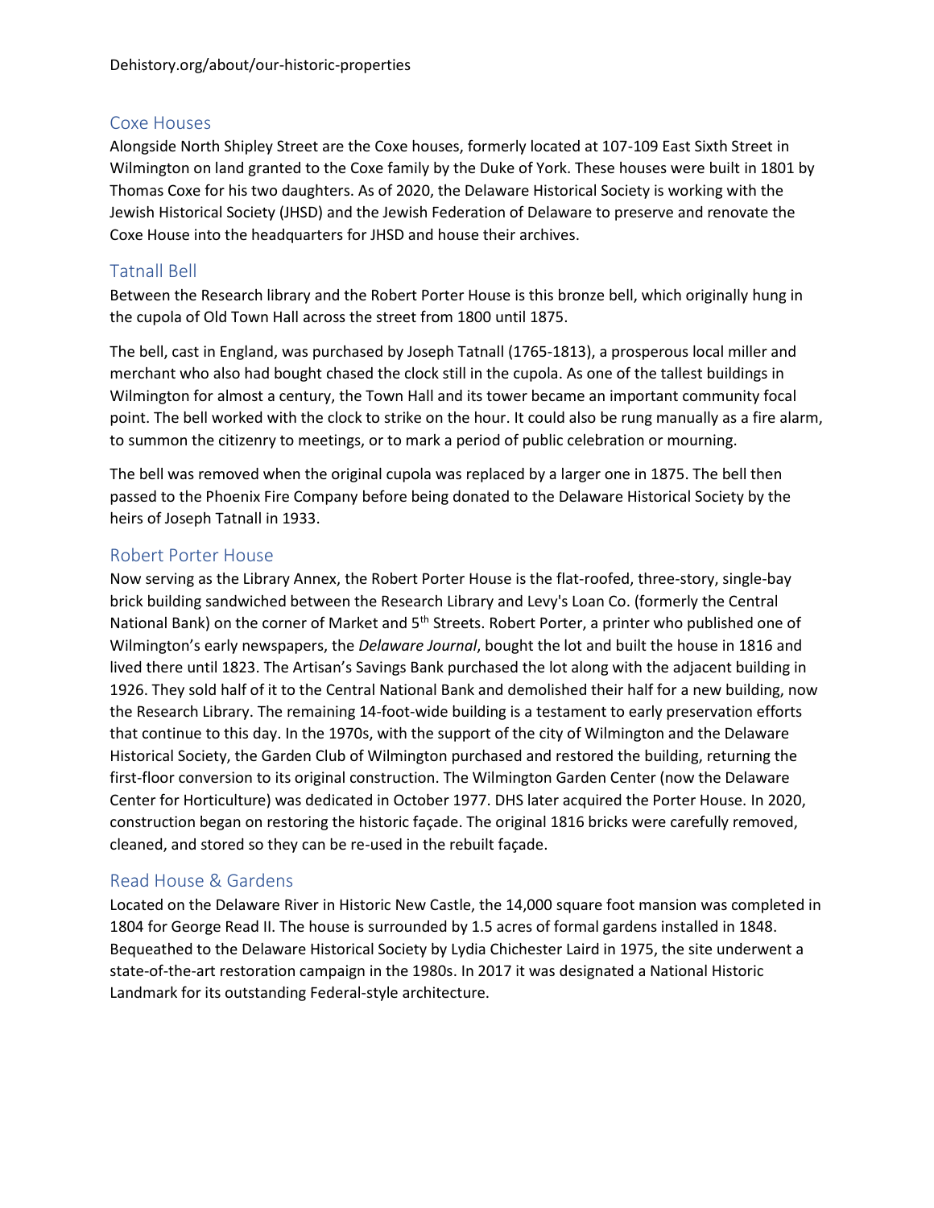Dehistory.org/about/our-historic-properties

## Coxe Houses

Alongside North Shipley Street are the Coxe houses, formerly located at 107-109 East Sixth Street in Wilmington on land granted to the Coxe family by the Duke of York. These houses were built in 1801 by Thomas Coxe for his two daughters. As of 2020, the Delaware Historical Society is working with the Jewish Historical Society (JHSD) and the Jewish Federation of Delaware to preserve and renovate the Coxe House into the headquarters for JHSD and house their archives.

## Tatnall Bell

Between the Research library and the Robert Porter House is this bronze bell, which originally hung in the cupola of Old Town Hall across the street from 1800 until 1875.

The bell, cast in England, was purchased by Joseph Tatnall (1765-1813), a prosperous local miller and merchant who also had bought chased the clock still in the cupola. As one of the tallest buildings in Wilmington for almost a century, the Town Hall and its tower became an important community focal point. The bell worked with the clock to strike on the hour. It could also be rung manually as a fire alarm, to summon the citizenry to meetings, or to mark a period of public celebration or mourning.

The bell was removed when the original cupola was replaced by a larger one in 1875. The bell then passed to the Phoenix Fire Company before being donated to the Delaware Historical Society by the heirs of Joseph Tatnall in 1933.

## Robert Porter House

Now serving as the Library Annex, the Robert Porter House is the flat-roofed, three-story, single-bay brick building sandwiched between the Research Library and Levy's Loan Co. (formerly the Central National Bank) on the corner of Market and 5th Streets. Robert Porter, a printer who published one of Wilmington's early newspapers, the *Delaware Journal*, bought the lot and built the house in 1816 and lived there until 1823. The Artisan's Savings Bank purchased the lot along with the adjacent building in 1926. They sold half of it to the Central National Bank and demolished their half for a new building, now the Research Library. The remaining 14-foot-wide building is a testament to early preservation efforts that continue to this day. In the 1970s, with the support of the city of Wilmington and the Delaware Historical Society, the Garden Club of Wilmington purchased and restored the building, returning the first-floor conversion to its original construction. The Wilmington Garden Center (now the Delaware Center for Horticulture) was dedicated in October 1977. DHS later acquired the Porter House. In 2020, construction began on restoring the historic façade. The original 1816 bricks were carefully removed, cleaned, and stored so they can be re-used in the rebuilt façade.

## Read House & Gardens

Located on the Delaware River in Historic New Castle, the 14,000 square foot mansion was completed in 1804 for George Read II. The house is surrounded by 1.5 acres of formal gardens installed in 1848. Bequeathed to the Delaware Historical Society by Lydia Chichester Laird in 1975, the site underwent a state-of-the-art restoration campaign in the 1980s. In 2017 it was designated a National Historic Landmark for its outstanding Federal-style architecture.